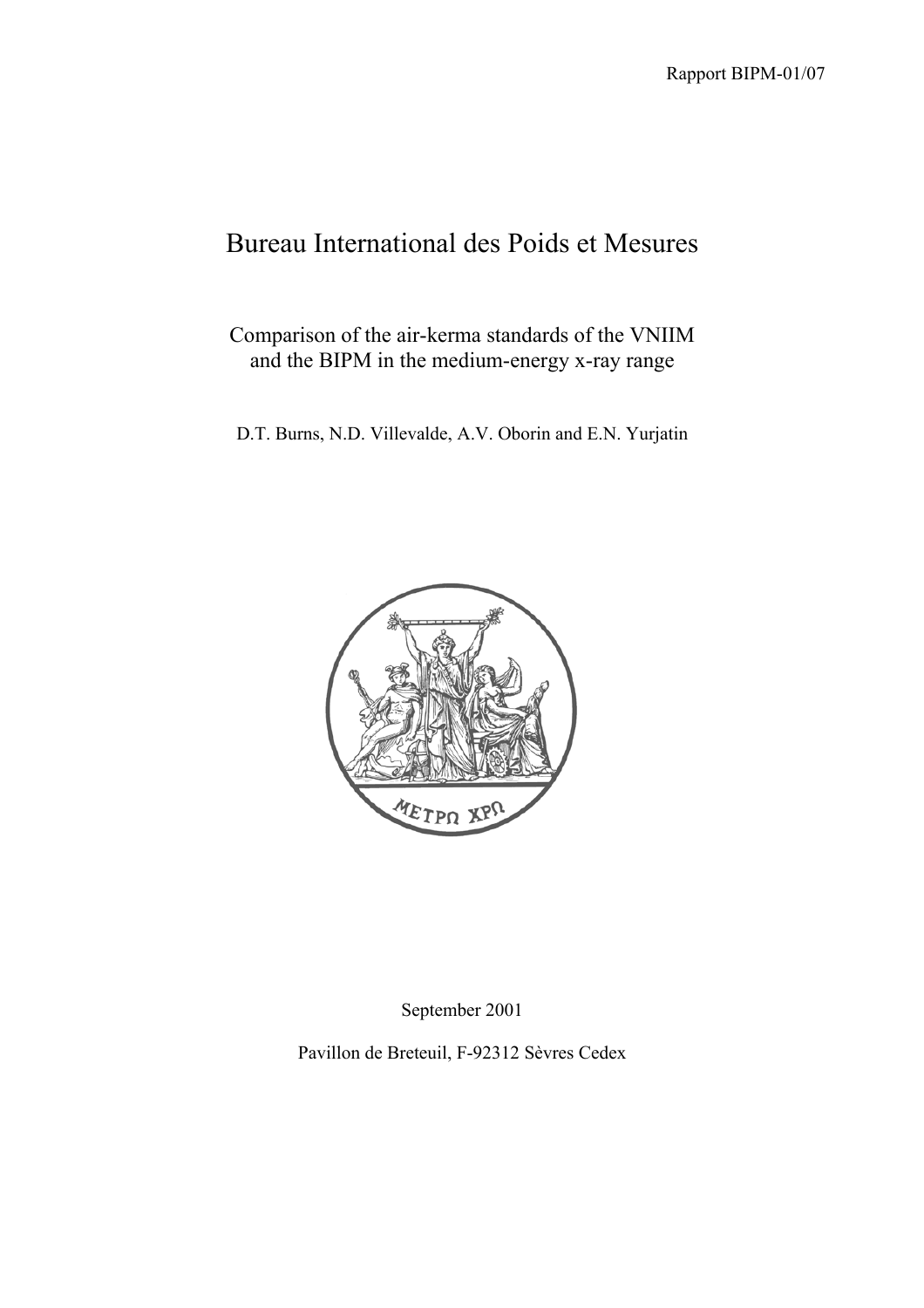Rapport BIPM-01/07

# Bureau International des Poids et Mesures

## Comparison of the air-kerma standards of the VNIIM and the BIPM in the medium-energy x-ray range

D.T. Burns, N.D. Villevalde, A.V. Oborin and E.N. Yurjatin

September 2001

Pavillon de Breteuil, F-92312 Sèvres Cedex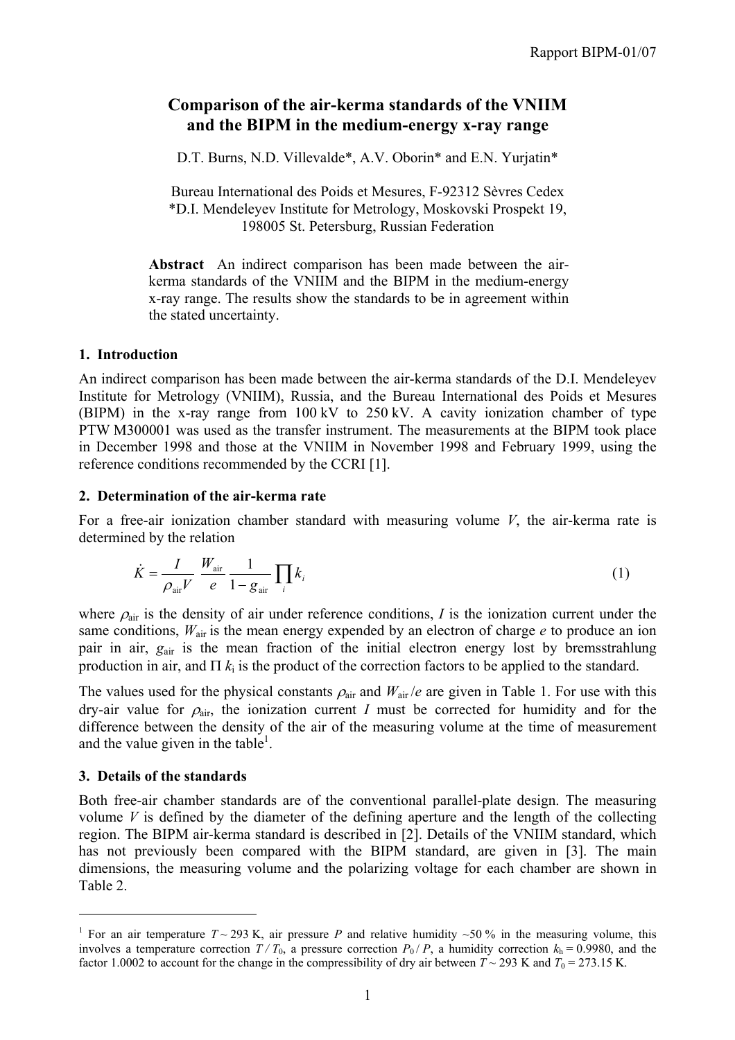# Comparison of the air-kerma standards of the VNIIM and the BIPM in the medium-energy x-ray range

D.T. Burns, N.D. Villevalde*, A.V. Oborin* and E.N. Yurjatin*

Bureau International des Poids et Mesures, F-92312 Sèvres Cedex
*D.I. Mendeleyev Institute for Metrology, Moskovski Prospekt 19, 198005 St. Petersburg, Russian Federation

**Abstract** An indirect comparison has been made between the air-kerma standards of the VNIIM and the BIPM in the medium-energy x-ray range. The results show the standards to be in agreement within the stated uncertainty.

## 1. Introduction

An indirect comparison has been made between the air-kerma standards of the D.I. Mendeleyev Institute for Metrology (VNIIM), Russia, and the Bureau International des Poids et Mesures (BIPM) in the x-ray range from 100 kV to 250 kV. A cavity ionization chamber of type PTW M300001 was used as the transfer instrument. The measurements at the BIPM took place in December 1998 and those at the VNIIM in November 1998 and February 1999, using the reference conditions recommended by the CCRI [1].

## 2. Determination of the air-kerma rate

For a free-air ionization chamber standard with measuring volume $V$, the air-kerma rate is determined by the relation

$$\dot{K} = \frac{I}{\rho_{\text{air}} V} \frac{W_{\text{air}}}{e} \frac{1}{1 - g_{\text{air}}} \prod_i k_i \tag{1}$$

where $\rho_{\text{air}}$ is the density of air under reference conditions, $I$ is the ionization current under the same conditions, $W_{\text{air}}$ is the mean energy expended by an electron of charge $e$ to produce an ion pair in air, $g_{\text{air}}$ is the mean fraction of the initial electron energy lost by bremsstrahlung production in air, and $\Pi\, k_i$ is the product of the correction factors to be applied to the standard.

The values used for the physical constants $\rho_{\text{air}}$ and $W_{\text{air}}/e$ are given in Table 1. For use with this dry-air value for $\rho_{\text{air}}$, the ionization current $I$ must be corrected for humidity and for the difference between the density of the air of the measuring volume at the time of measurement and the value given in the table[1].

## 3. Details of the standards

Both free-air chamber standards are of the conventional parallel-plate design. The measuring volume $V$ is defined by the diameter of the defining aperture and the length of the collecting region. The BIPM air-kerma standard is described in [2]. Details of the VNIIM standard, which has not previously been compared with the BIPM standard, are given in [3]. The main dimensions, the measuring volume and the polarizing voltage for each chamber are shown in Table 2.

---

[1] For an air temperature $T \sim 293$ K, air pressure $P$ and relative humidity ~50 % in the measuring volume, this involves a temperature correction $T / T_0$, a pressure correction $P_0 / P$, a humidity correction $k_h = 0.9980$, and the factor 1.0002 to account for the change in the compressibility of dry air between $T \sim 293$ K and $T_0 = 273.15$ K.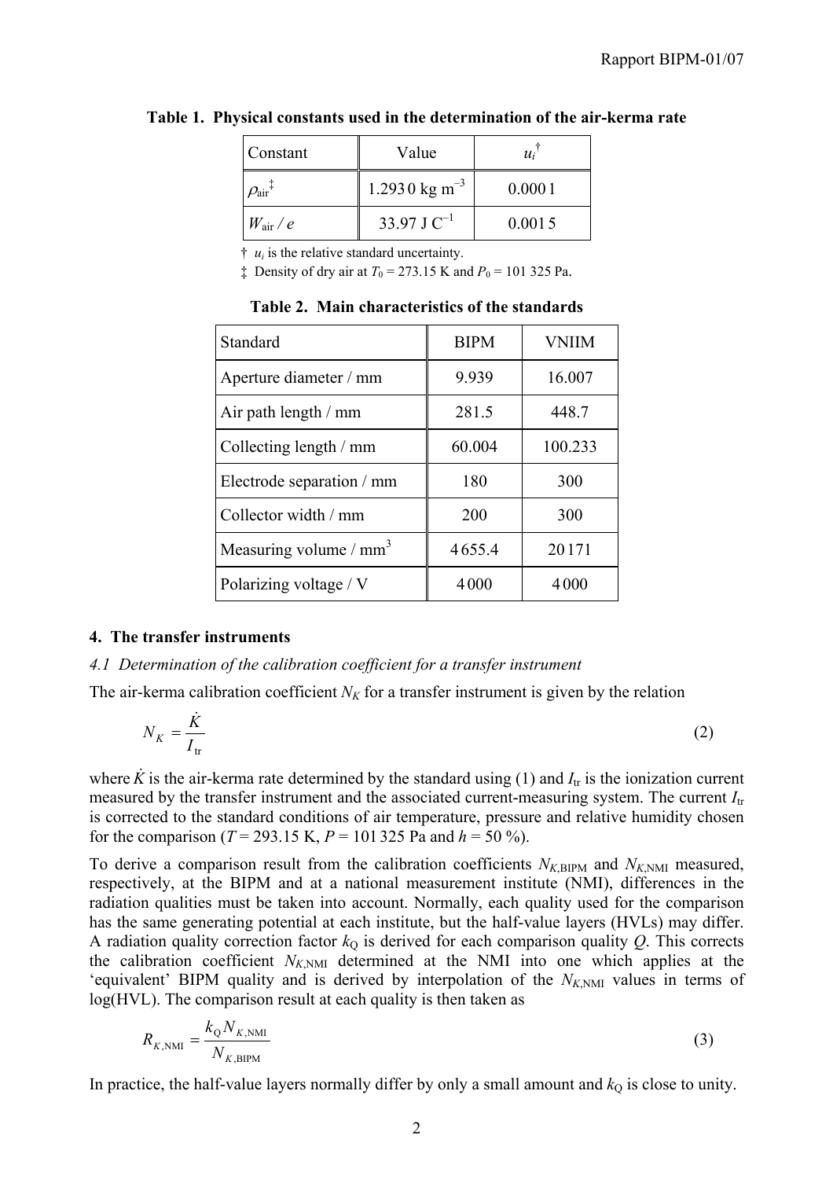**Table 1. Physical constants used in the determination of the air-kerma rate**

| Constant | Value | $u_i$ † |
|---|---|---|
| $\rho_{air}$ ‡ | 1.293 0 kg m$^{-3}$ | 0.000 1 |
| $W_{air} / e$ | 33.97 J C$^{-1}$ | 0.001 5 |

† $u_i$ is the relative standard uncertainty.

‡ Density of dry air at $T_0$ = 273.15 K and $P_0$ = 101 325 Pa.

**Table 2. Main characteristics of the standards**

| Standard | BIPM | VNIIM |
|---|---|---|
| Aperture diameter / mm | 9.939 | 16.007 |
| Air path length / mm | 281.5 | 448.7 |
| Collecting length / mm | 60.004 | 100.233 |
| Electrode separation / mm | 180 | 300 |
| Collector width / mm | 200 | 300 |
| Measuring volume / mm$^3$ | 4 655.4 | 20 171 |
| Polarizing voltage / V | 4 000 | 4 000 |

## 4. The transfer instruments

### *4.1 Determination of the calibration coefficient for a transfer instrument*

The air-kerma calibration coefficient $N_K$ for a transfer instrument is given by the relation

$$N_K = \frac{\dot{K}}{I_{tr}} \tag{2}$$

where $\dot{K}$ is the air-kerma rate determined by the standard using (1) and $I_{tr}$ is the ionization current measured by the transfer instrument and the associated current-measuring system. The current $I_{tr}$ is corrected to the standard conditions of air temperature, pressure and relative humidity chosen for the comparison ($T$ = 293.15 K, $P$ = 101 325 Pa and $h$ = 50 %).

To derive a comparison result from the calibration coefficients $N_{K,\mathrm{BIPM}}$ and $N_{K,\mathrm{NMI}}$ measured, respectively, at the BIPM and at a national measurement institute (NMI), differences in the radiation qualities must be taken into account. Normally, each quality used for the comparison has the same generating potential at each institute, but the half-value layers (HVLs) may differ. A radiation quality correction factor $k_Q$ is derived for each comparison quality $Q$. This corrects the calibration coefficient $N_{K,\mathrm{NMI}}$ determined at the NMI into one which applies at the 'equivalent' BIPM quality and is derived by interpolation of the $N_{K,\mathrm{NMI}}$ values in terms of log(HVL). The comparison result at each quality is then taken as

$$R_{K,\mathrm{NMI}} = \frac{k_Q N_{K,\mathrm{NMI}}}{N_{K,\mathrm{BIPM}}} \tag{3}$$

In practice, the half-value layers normally differ by only a small amount and $k_Q$ is close to unity.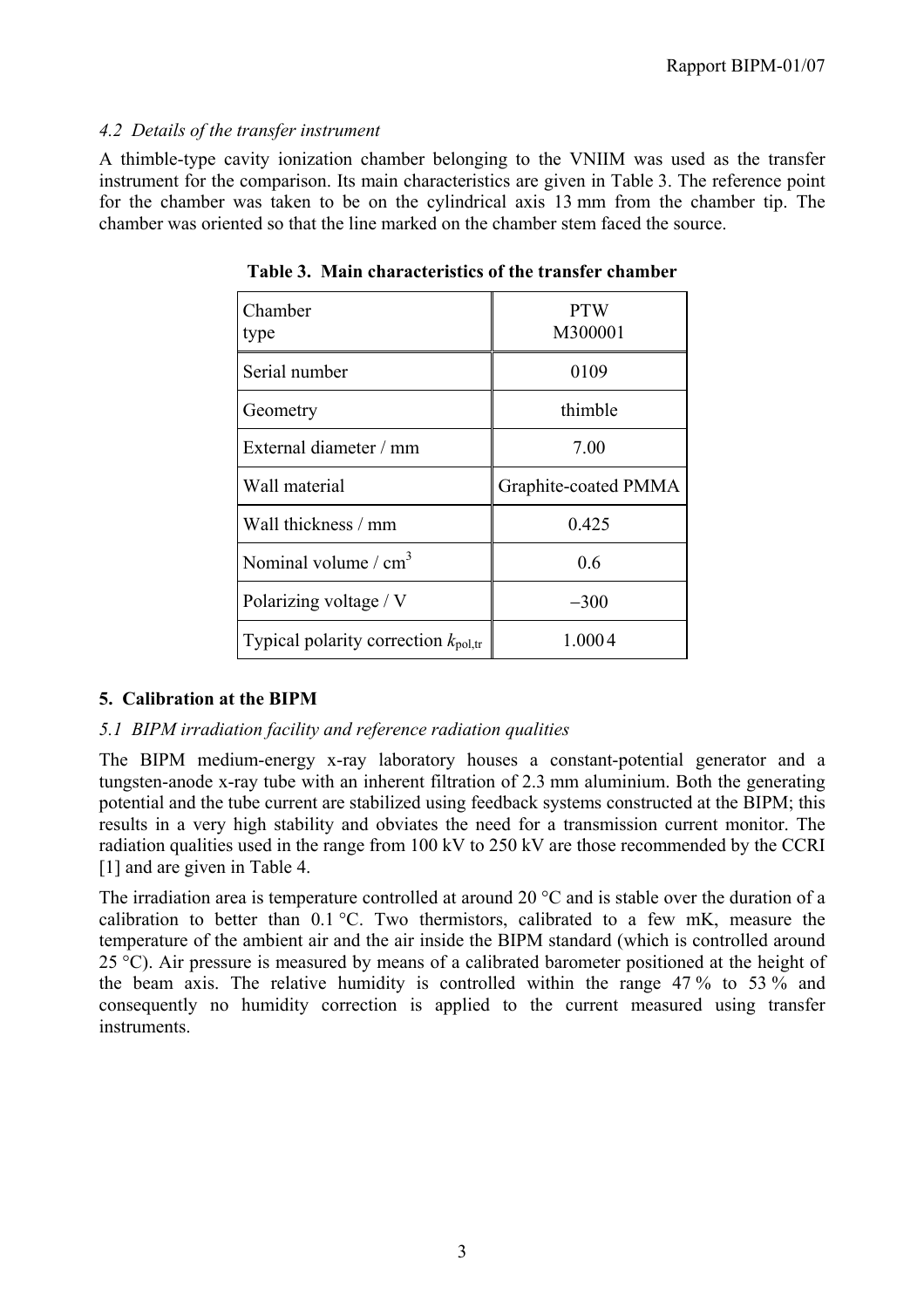### *4.2 Details of the transfer instrument*

A thimble-type cavity ionization chamber belonging to the VNIIM was used as the transfer instrument for the comparison. Its main characteristics are given in Table 3. The reference point for the chamber was taken to be on the cylindrical axis 13 mm from the chamber tip. The chamber was oriented so that the line marked on the chamber stem faced the source.

**Table 3. Main characteristics of the transfer chamber**

| Chamber type | PTW M300001 |
|---|---|
| Serial number | 0109 |
| Geometry | thimble |
| External diameter / mm | 7.00 |
| Wall material | Graphite-coated PMMA |
| Wall thickness / mm | 0.425 |
| Nominal volume / $cm^3$ | 0.6 |
| Polarizing voltage / V | –300 |
| Typical polarity correction $k_{pol,tr}$ | 1.0004 |

## 5. Calibration at the BIPM

### *5.1 BIPM irradiation facility and reference radiation qualities*

The BIPM medium-energy x-ray laboratory houses a constant-potential generator and a tungsten-anode x-ray tube with an inherent filtration of 2.3 mm aluminium. Both the generating potential and the tube current are stabilized using feedback systems constructed at the BIPM; this results in a very high stability and obviates the need for a transmission current monitor. The radiation qualities used in the range from 100 kV to 250 kV are those recommended by the CCRI [1] and are given in Table 4.

The irradiation area is temperature controlled at around 20 °C and is stable over the duration of a calibration to better than 0.1 °C. Two thermistors, calibrated to a few mK, measure the temperature of the ambient air and the air inside the BIPM standard (which is controlled around 25 °C). Air pressure is measured by means of a calibrated barometer positioned at the height of the beam axis. The relative humidity is controlled within the range 47 % to 53 % and consequently no humidity correction is applied to the current measured using transfer instruments.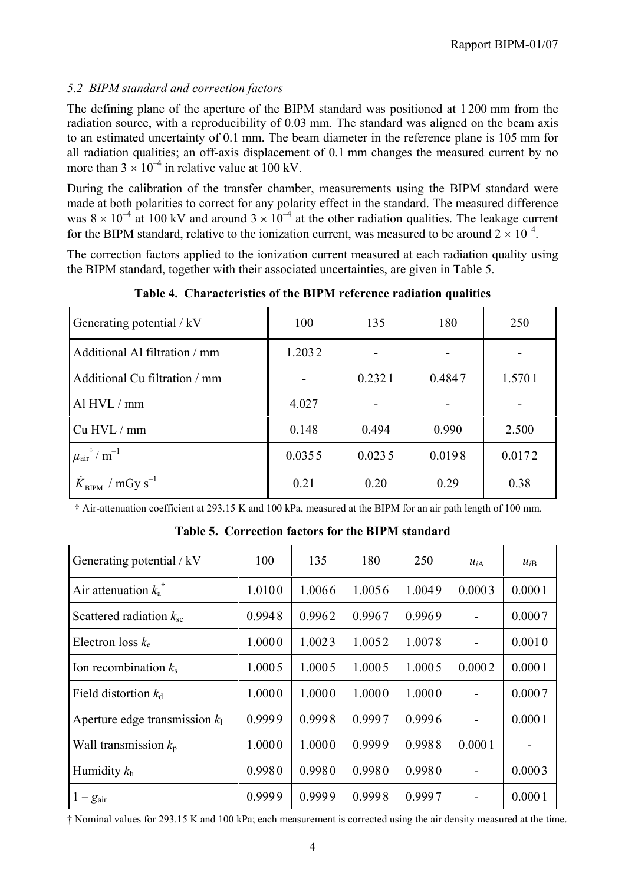### *5.2 BIPM standard and correction factors*

The defining plane of the aperture of the BIPM standard was positioned at 1 200 mm from the radiation source, with a reproducibility of 0.03 mm. The standard was aligned on the beam axis to an estimated uncertainty of 0.1 mm. The beam diameter in the reference plane is 105 mm for all radiation qualities; an off-axis displacement of 0.1 mm changes the measured current by no more than $3 \times 10^{-4}$ in relative value at 100 kV.

During the calibration of the transfer chamber, measurements using the BIPM standard were made at both polarities to correct for any polarity effect in the standard. The measured difference was $8 \times 10^{-4}$ at 100 kV and around $3 \times 10^{-4}$ at the other radiation qualities. The leakage current for the BIPM standard, relative to the ionization current, was measured to be around $2 \times 10^{-4}$.

The correction factors applied to the ionization current measured at each radiation quality using the BIPM standard, together with their associated uncertainties, are given in Table 5.

**Table 4. Characteristics of the BIPM reference radiation qualities**

| Generating potential / kV | 100 | 135 | 180 | 250 |
|---|---|---|---|---|
| Additional Al filtration / mm | 1.203 2 | - | - | - |
| Additional Cu filtration / mm | - | 0.232 1 | 0.484 7 | 1.570 1 |
| Al HVL / mm | 4.027 | - | - | - |
| Cu HVL / mm | 0.148 | 0.494 | 0.990 | 2.500 |
| $\mu_{air}$† / $m^{-1}$ | 0.035 5 | 0.023 5 | 0.019 8 | 0.017 2 |
| $\dot{K}_{BIPM}$ / mGy $s^{-1}$ | 0.21 | 0.20 | 0.29 | 0.38 |

† Air-attenuation coefficient at 293.15 K and 100 kPa, measured at the BIPM for an air path length of 100 mm.

**Table 5. Correction factors for the BIPM standard**

| Generating potential / kV | 100 | 135 | 180 | 250 | $u_{iA}$ | $u_{iB}$ |
|---|---|---|---|---|---|---|
| Air attenuation $k_a$† | 1.010 0 | 1.006 6 | 1.005 6 | 1.004 9 | 0.000 3 | 0.000 1 |
| Scattered radiation $k_{sc}$ | 0.994 8 | 0.996 2 | 0.996 7 | 0.996 9 | - | 0.000 7 |
| Electron loss $k_e$ | 1.000 0 | 1.002 3 | 1.005 2 | 1.007 8 | - | 0.001 0 |
| Ion recombination $k_s$ | 1.000 5 | 1.000 5 | 1.000 5 | 1.000 5 | 0.000 2 | 0.000 1 |
| Field distortion $k_d$ | 1.000 0 | 1.000 0 | 1.000 0 | 1.000 0 | - | 0.000 7 |
| Aperture edge transmission $k_l$ | 0.999 9 | 0.999 8 | 0.999 7 | 0.999 6 | - | 0.000 1 |
| Wall transmission $k_p$ | 1.000 0 | 1.000 0 | 0.999 9 | 0.998 8 | 0.000 1 | - |
| Humidity $k_h$ | 0.998 0 | 0.998 0 | 0.998 0 | 0.998 0 | - | 0.000 3 |
| $1 - g_{air}$ | 0.999 9 | 0.999 9 | 0.999 8 | 0.999 7 | - | 0.000 1 |

† Nominal values for 293.15 K and 100 kPa; each measurement is corrected using the air density measured at the time.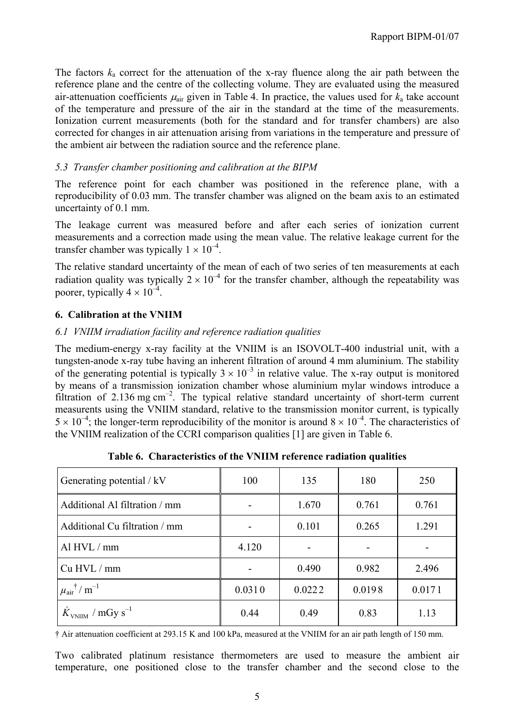The factors $k_a$ correct for the attenuation of the x-ray fluence along the air path between the reference plane and the centre of the collecting volume. They are evaluated using the measured air-attenuation coefficients $\mu_{air}$ given in Table 4. In practice, the values used for $k_a$ take account of the temperature and pressure of the air in the standard at the time of the measurements. Ionization current measurements (both for the standard and for transfer chambers) are also corrected for changes in air attenuation arising from variations in the temperature and pressure of the ambient air between the radiation source and the reference plane.

### *5.3 Transfer chamber positioning and calibration at the BIPM*

The reference point for each chamber was positioned in the reference plane, with a reproducibility of 0.03 mm. The transfer chamber was aligned on the beam axis to an estimated uncertainty of 0.1 mm.

The leakage current was measured before and after each series of ionization current measurements and a correction made using the mean value. The relative leakage current for the transfer chamber was typically $1 \times 10^{-4}$.

The relative standard uncertainty of the mean of each of two series of ten measurements at each radiation quality was typically $2 \times 10^{-4}$ for the transfer chamber, although the repeatability was poorer, typically $4 \times 10^{-4}$.

## 6. Calibration at the VNIIM

### *6.1 VNIIM irradiation facility and reference radiation qualities*

The medium-energy x-ray facility at the VNIIM is an ISOVOLT-400 industrial unit, with a tungsten-anode x-ray tube having an inherent filtration of around 4 mm aluminium. The stability of the generating potential is typically $3 \times 10^{-3}$ in relative value. The x-ray output is monitored by means of a transmission ionization chamber whose aluminium mylar windows introduce a filtration of 2.136 mg cm$^{-2}$. The typical relative standard uncertainty of short-term current measurents using the VNIIM standard, relative to the transmission monitor current, is typically $5 \times 10^{-4}$; the longer-term reproducibility of the monitor is around $8 \times 10^{-4}$. The characteristics of the VNIIM realization of the CCRI comparison qualities [1] are given in Table 6.

**Table 6. Characteristics of the VNIIM reference radiation qualities**

| Generating potential / kV | 100 | 135 | 180 | 250 |
|---|---|---|---|---|
| Additional Al filtration / mm | - | 1.670 | 0.761 | 0.761 |
| Additional Cu filtration / mm | - | 0.101 | 0.265 | 1.291 |
| Al HVL / mm | 4.120 | - | - | - |
| Cu HVL / mm | - | 0.490 | 0.982 | 2.496 |
| $\mu_{air}$ † / m$^{-1}$ | 0.0310 | 0.0222 | 0.0198 | 0.0171 |
| $\dot{K}_{VNIIM}$ / mGy s$^{-1}$ | 0.44 | 0.49 | 0.83 | 1.13 |

† Air attenuation coefficient at 293.15 K and 100 kPa, measured at the VNIIM for an air path length of 150 mm.

Two calibrated platinum resistance thermometers are used to measure the ambient air temperature, one positioned close to the transfer chamber and the second close to the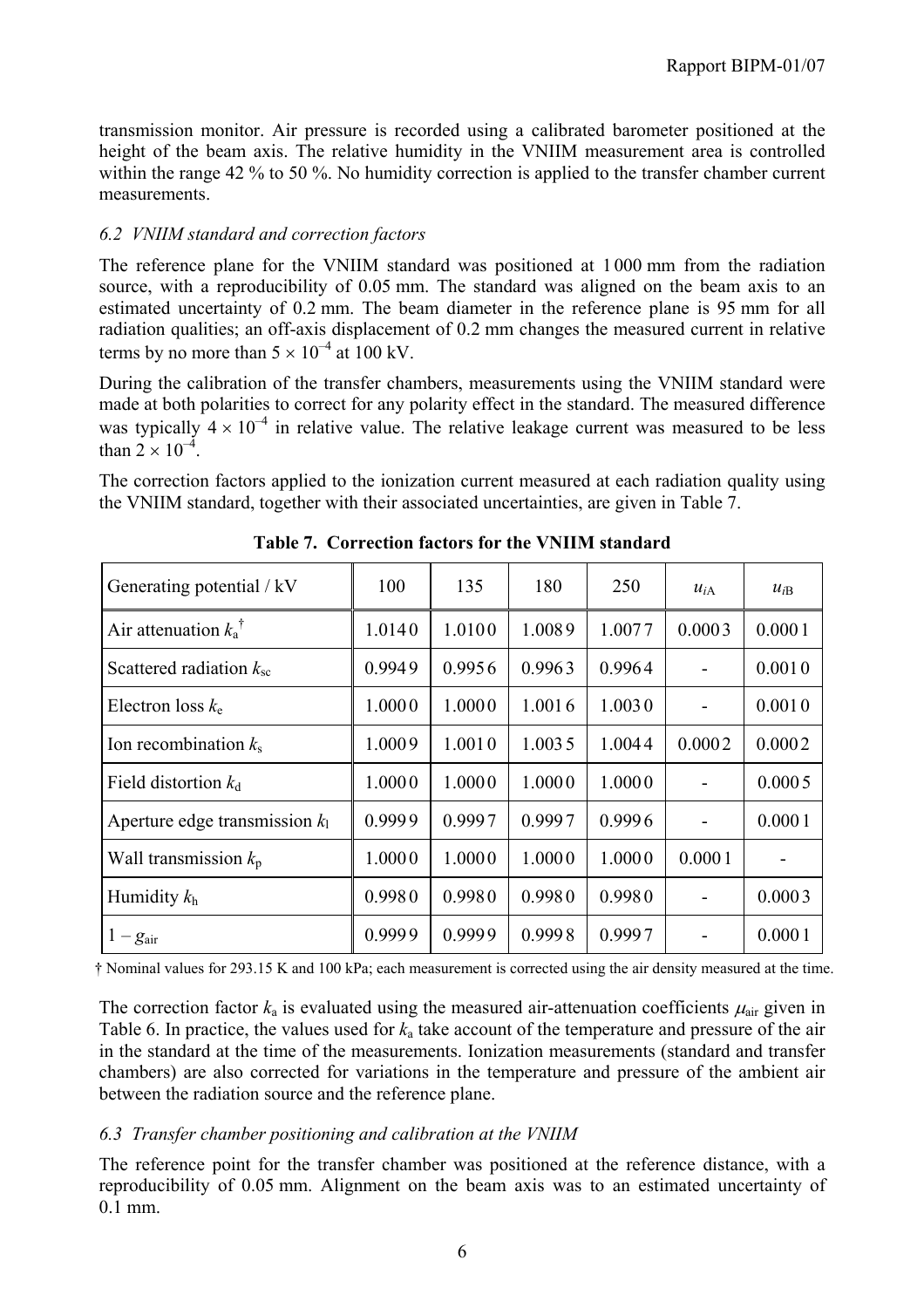transmission monitor. Air pressure is recorded using a calibrated barometer positioned at the height of the beam axis. The relative humidity in the VNIIM measurement area is controlled within the range 42 % to 50 %. No humidity correction is applied to the transfer chamber current measurements.

### *6.2 VNIIM standard and correction factors*

The reference plane for the VNIIM standard was positioned at 1 000 mm from the radiation source, with a reproducibility of 0.05 mm. The standard was aligned on the beam axis to an estimated uncertainty of 0.2 mm. The beam diameter in the reference plane is 95 mm for all radiation qualities; an off-axis displacement of 0.2 mm changes the measured current in relative terms by no more than $5 \times 10^{-4}$ at 100 kV.

During the calibration of the transfer chambers, measurements using the VNIIM standard were made at both polarities to correct for any polarity effect in the standard. The measured difference was typically $4 \times 10^{-4}$ in relative value. The relative leakage current was measured to be less than $2 \times 10^{-4}$.

The correction factors applied to the ionization current measured at each radiation quality using the VNIIM standard, together with their associated uncertainties, are given in Table 7.

**Table 7. Correction factors for the VNIIM standard**

| Generating potential / kV | 100 | 135 | 180 | 250 | $u_{iA}$ | $u_{iB}$ |
|---|---|---|---|---|---|---|
| Air attenuation $k_a$ † | 1.0140 | 1.0100 | 1.0089 | 1.0077 | 0.0003 | 0.0001 |
| Scattered radiation $k_{sc}$ | 0.9949 | 0.9956 | 0.9963 | 0.9964 | - | 0.0010 |
| Electron loss $k_e$ | 1.0000 | 1.0000 | 1.0016 | 1.0030 | - | 0.0010 |
| Ion recombination $k_s$ | 1.0009 | 1.0010 | 1.0035 | 1.0044 | 0.0002 | 0.0002 |
| Field distortion $k_d$ | 1.0000 | 1.0000 | 1.0000 | 1.0000 | - | 0.0005 |
| Aperture edge transmission $k_l$ | 0.9999 | 0.9997 | 0.9997 | 0.9996 | - | 0.0001 |
| Wall transmission $k_p$ | 1.0000 | 1.0000 | 1.0000 | 1.0000 | 0.0001 | - |
| Humidity $k_h$ | 0.9980 | 0.9980 | 0.9980 | 0.9980 | - | 0.0003 |
| $1 - g_{air}$ | 0.9999 | 0.9999 | 0.9998 | 0.9997 | - | 0.0001 |

† Nominal values for 293.15 K and 100 kPa; each measurement is corrected using the air density measured at the time.

The correction factor $k_a$ is evaluated using the measured air-attenuation coefficients $\mu_{air}$ given in Table 6. In practice, the values used for $k_a$ take account of the temperature and pressure of the air in the standard at the time of the measurements. Ionization measurements (standard and transfer chambers) are also corrected for variations in the temperature and pressure of the ambient air between the radiation source and the reference plane.

### *6.3 Transfer chamber positioning and calibration at the VNIIM*

The reference point for the transfer chamber was positioned at the reference distance, with a reproducibility of 0.05 mm. Alignment on the beam axis was to an estimated uncertainty of 0.1 mm.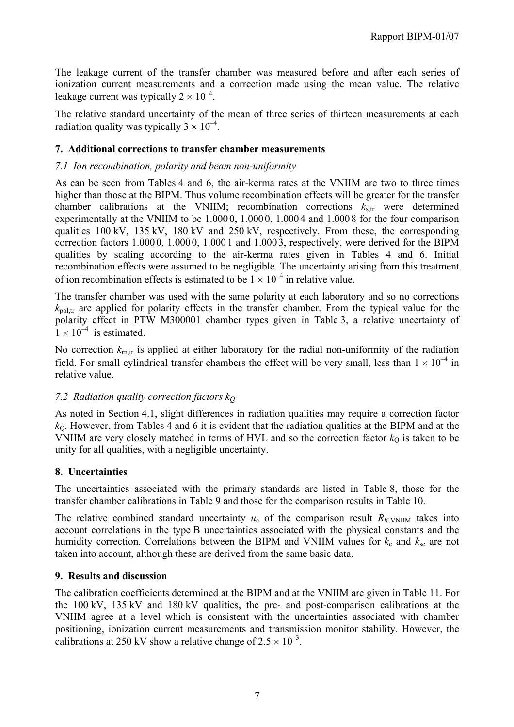The leakage current of the transfer chamber was measured before and after each series of ionization current measurements and a correction made using the mean value. The relative leakage current was typically $2 \times 10^{-4}$.

The relative standard uncertainty of the mean of three series of thirteen measurements at each radiation quality was typically $3 \times 10^{-4}$.

## 7. Additional corrections to transfer chamber measurements

### *7.1 Ion recombination, polarity and beam non-uniformity*

As can be seen from Tables 4 and 6, the air-kerma rates at the VNIIM are two to three times higher than those at the BIPM. Thus volume recombination effects will be greater for the transfer chamber calibrations at the VNIIM; recombination corrections $k_{s,tr}$ were determined experimentally at the VNIIM to be 1.000 0, 1.000 0, 1.000 4 and 1.000 8 for the four comparison qualities 100 kV, 135 kV, 180 kV and 250 kV, respectively. From these, the corresponding correction factors 1.000 0, 1.000 0, 1.000 1 and 1.000 3, respectively, were derived for the BIPM qualities by scaling according to the air-kerma rates given in Tables 4 and 6. Initial recombination effects were assumed to be negligible. The uncertainty arising from this treatment of ion recombination effects is estimated to be $1 \times 10^{-4}$ in relative value.

The transfer chamber was used with the same polarity at each laboratory and so no corrections $k_{pol,tr}$ are applied for polarity effects in the transfer chamber. From the typical value for the polarity effect in PTW M300001 chamber types given in Table 3, a relative uncertainty of $1 \times 10^{-4}$ is estimated.

No correction $k_{rn,tr}$ is applied at either laboratory for the radial non-uniformity of the radiation field. For small cylindrical transfer chambers the effect will be very small, less than $1 \times 10^{-4}$ in relative value.

### *7.2 Radiation quality correction factors $k_Q$*

As noted in Section 4.1, slight differences in radiation qualities may require a correction factor $k_Q$. However, from Tables 4 and 6 it is evident that the radiation qualities at the BIPM and at the VNIIM are very closely matched in terms of HVL and so the correction factor $k_Q$ is taken to be unity for all qualities, with a negligible uncertainty.

## 8. Uncertainties

The uncertainties associated with the primary standards are listed in Table 8, those for the transfer chamber calibrations in Table 9 and those for the comparison results in Table 10.

The relative combined standard uncertainty $u_c$ of the comparison result $R_{K,\text{VNIIM}}$ takes into account correlations in the type B uncertainties associated with the physical constants and the humidity correction. Correlations between the BIPM and VNIIM values for $k_e$ and $k_{sc}$ are not taken into account, although these are derived from the same basic data.

## 9. Results and discussion

The calibration coefficients determined at the BIPM and at the VNIIM are given in Table 11. For the 100 kV, 135 kV and 180 kV qualities, the pre- and post-comparison calibrations at the VNIIM agree at a level which is consistent with the uncertainties associated with chamber positioning, ionization current measurements and transmission monitor stability. However, the calibrations at 250 kV show a relative change of $2.5 \times 10^{-3}$.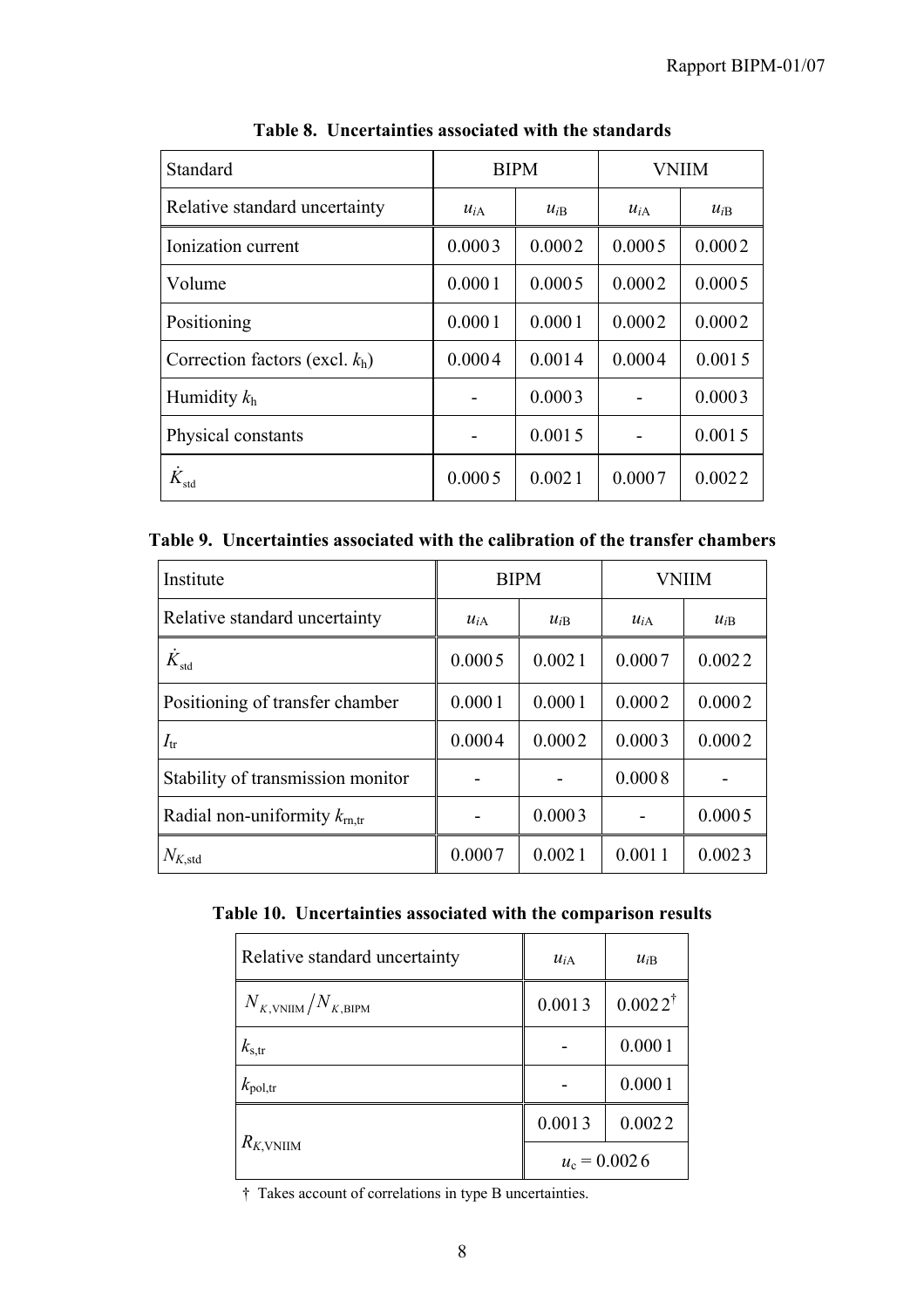**Table 8. Uncertainties associated with the standards**

| Standard | BIPM | | VNIIM | |
|---|---|---|---|---|
| Relative standard uncertainty | $u_{iA}$ | $u_{iB}$ | $u_{iA}$ | $u_{iB}$ |
| Ionization current | 0.0003 | 0.0002 | 0.0005 | 0.0002 |
| Volume | 0.0001 | 0.0005 | 0.0002 | 0.0005 |
| Positioning | 0.0001 | 0.0001 | 0.0002 | 0.0002 |
| Correction factors (excl. $k_h$) | 0.0004 | 0.0014 | 0.0004 | 0.0015 |
| Humidity $k_h$ | - | 0.0003 | - | 0.0003 |
| Physical constants | - | 0.0015 | - | 0.0015 |
| $\dot{K}_{std}$ | 0.0005 | 0.0021 | 0.0007 | 0.0022 |

**Table 9. Uncertainties associated with the calibration of the transfer chambers**

| Institute | BIPM | | VNIIM | |
|---|---|---|---|---|
| Relative standard uncertainty | $u_{iA}$ | $u_{iB}$ | $u_{iA}$ | $u_{iB}$ |
| $\dot{K}_{std}$ | 0.0005 | 0.0021 | 0.0007 | 0.0022 |
| Positioning of transfer chamber | 0.0001 | 0.0001 | 0.0002 | 0.0002 |
| $I_{tr}$ | 0.0004 | 0.0002 | 0.0003 | 0.0002 |
| Stability of transmission monitor | - | - | 0.0008 | - |
| Radial non-uniformity $k_{rn,tr}$ | - | 0.0003 | - | 0.0005 |
| $N_{K,std}$ | 0.0007 | 0.0021 | 0.0011 | 0.0023 |

**Table 10. Uncertainties associated with the comparison results**

| Relative standard uncertainty | $u_{iA}$ | $u_{iB}$ |
|---|---|---|
| $N_{K,\text{VNIIM}}/N_{K,\text{BIPM}}$ | 0.0013 | 0.0022 † |
| $k_{s,tr}$ | - | 0.0001 |
| $k_{pol,tr}$ | - | 0.0001 |
| $R_{K,\text{VNIIM}}$ | 0.0013 | 0.0022 |
| | $u_c = 0.0026$ | |

† Takes account of correlations in type B uncertainties.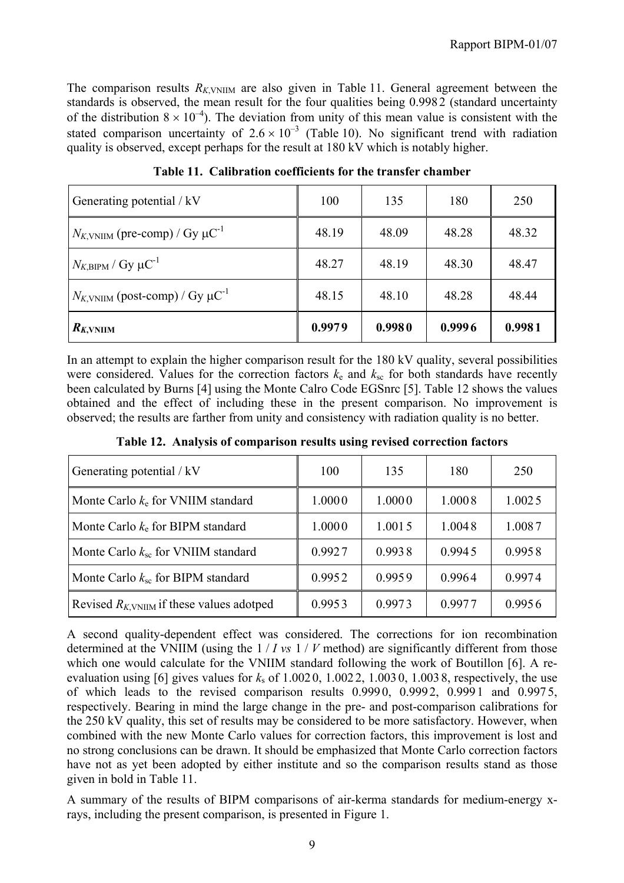The comparison results $R_{K,\text{VNIIM}}$ are also given in Table 11. General agreement between the standards is observed, the mean result for the four qualities being 0.998 2 (standard uncertainty of the distribution $8 \times 10^{-4}$). The deviation from unity of this mean value is consistent with the stated comparison uncertainty of $2.6 \times 10^{-3}$ (Table 10). No significant trend with radiation quality is observed, except perhaps for the result at 180 kV which is notably higher.

**Table 11. Calibration coefficients for the transfer chamber**

| Generating potential / kV | 100 | 135 | 180 | 250 |
|---|---|---|---|---|
| $N_{K,\text{VNIIM}}$ (pre-comp) / Gy μC$^{-1}$ | 48.19 | 48.09 | 48.28 | 48.32 |
| $N_{K,\text{BIPM}}$ / Gy μC$^{-1}$ | 48.27 | 48.19 | 48.30 | 48.47 |
| $N_{K,\text{VNIIM}}$ (post-comp) / Gy μC$^{-1}$ | 48.15 | 48.10 | 48.28 | 48.44 |
| $\boldsymbol{R_{K,\text{VNIIM}}}$ | **0.997 9** | **0.998 0** | **0.999 6** | **0.998 1** |

In an attempt to explain the higher comparison result for the 180 kV quality, several possibilities were considered. Values for the correction factors $k_e$ and $k_{sc}$ for both standards have recently been calculated by Burns [4] using the Monte Calro Code EGSnrc [5]. Table 12 shows the values obtained and the effect of including these in the present comparison. No improvement is observed; the results are farther from unity and consistency with radiation quality is no better.

**Table 12. Analysis of comparison results using revised correction factors**

| Generating potential / kV | 100 | 135 | 180 | 250 |
|---|---|---|---|---|
| Monte Carlo $k_e$ for VNIIM standard | 1.000 0 | 1.000 0 | 1.000 8 | 1.002 5 |
| Monte Carlo $k_e$ for BIPM standard | 1.000 0 | 1.001 5 | 1.004 8 | 1.008 7 |
| Monte Carlo $k_{sc}$ for VNIIM standard | 0.992 7 | 0.993 8 | 0.994 5 | 0.995 8 |
| Monte Carlo $k_{sc}$ for BIPM standard | 0.995 2 | 0.995 9 | 0.996 4 | 0.997 4 |
| Revised $R_{K,\text{VNIIM}}$ if these values adotped | 0.995 3 | 0.997 3 | 0.997 7 | 0.995 6 |

A second quality-dependent effect was considered. The corrections for ion recombination determined at the VNIIM (using the $1 / I$ *vs* $1 / V$ method) are significantly different from those which one would calculate for the VNIIM standard following the work of Boutillon [6]. A re-evaluation using [6] gives values for $k_s$ of 1.002 0, 1.002 2, 1.003 0, 1.003 8, respectively, the use of which leads to the revised comparison results 0.999 0, 0.999 2, 0.999 1 and 0.997 5, respectively. Bearing in mind the large change in the pre- and post-comparison calibrations for the 250 kV quality, this set of results may be considered to be more satisfactory. However, when combined with the new Monte Carlo values for correction factors, this improvement is lost and no strong conclusions can be drawn. It should be emphasized that Monte Carlo correction factors have not as yet been adopted by either institute and so the comparison results stand as those given in bold in Table 11.

A summary of the results of BIPM comparisons of air-kerma standards for medium-energy x-rays, including the present comparison, is presented in Figure 1.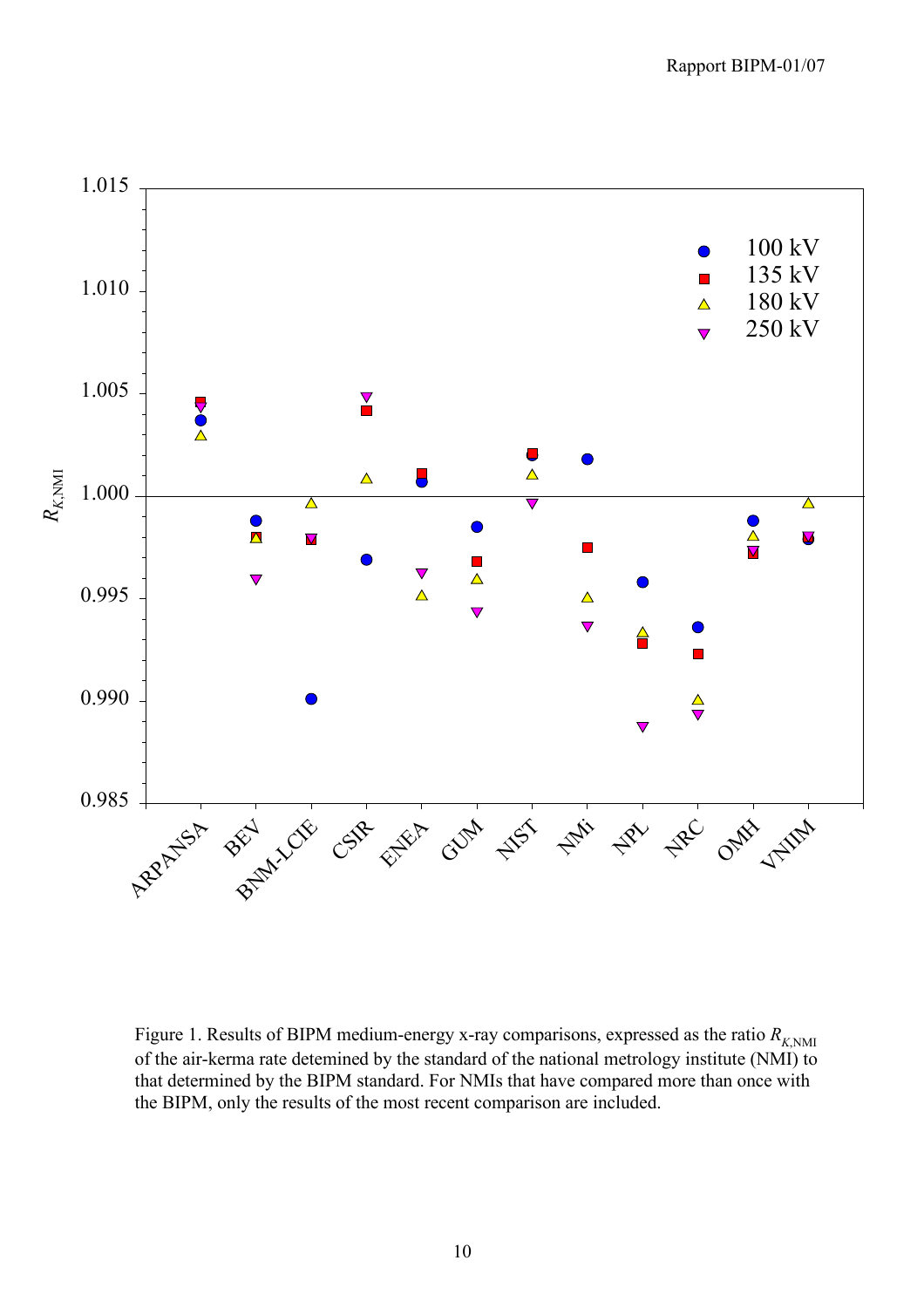Figure 1. Results of BIPM medium-energy x-ray comparisons, expressed as the ratio $R_{K,\text{NMI}}$ of the air-kerma rate detemined by the standard of the national metrology institute (NMI) to that determined by the BIPM standard. For NMIs that have compared more than once with the BIPM, only the results of the most recent comparison are included.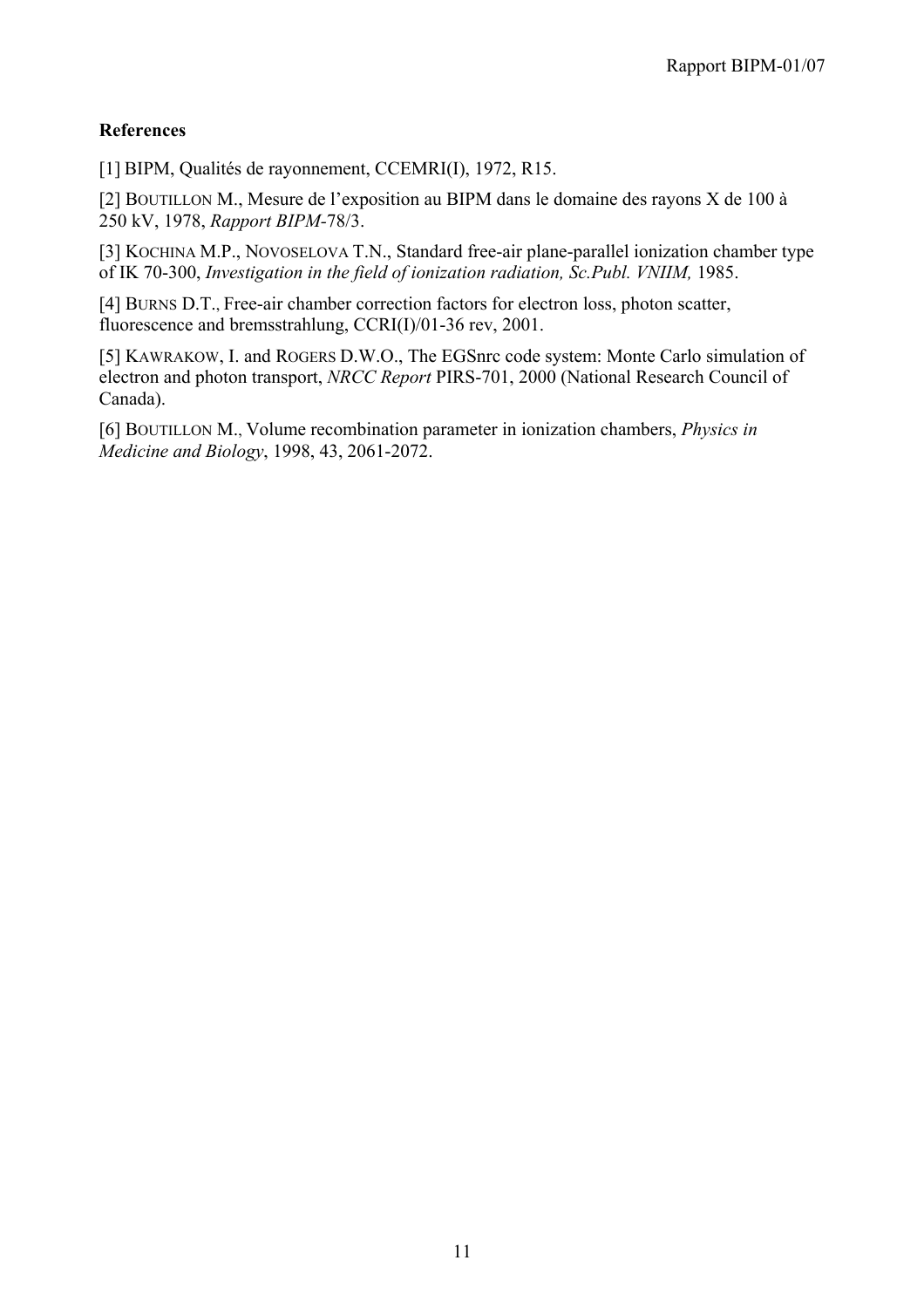**References**

[1] BIPM, Qualités de rayonnement, CCEMRI(I), 1972, R15.

[2] BOUTILLON M., Mesure de l'exposition au BIPM dans le domaine des rayons X de 100 à 250 kV, 1978, *Rapport BIPM*-78/3.

[3] KOCHINA M.P., NOVOSELOVA T.N., Standard free-air plane-parallel ionization chamber type of IK 70-300, *Investigation in the field of ionization radiation, Sc.Publ. VNIIM,* 1985.

[4] BURNS D.T., Free-air chamber correction factors for electron loss, photon scatter, fluorescence and bremsstrahlung, CCRI(I)/01-36 rev, 2001.

[5] KAWRAKOW, I. and ROGERS D.W.O., The EGSnrc code system: Monte Carlo simulation of electron and photon transport, *NRCC Report* PIRS-701, 2000 (National Research Council of Canada).

[6] BOUTILLON M., Volume recombination parameter in ionization chambers, *Physics in Medicine and Biology*, 1998, 43, 2061-2072.